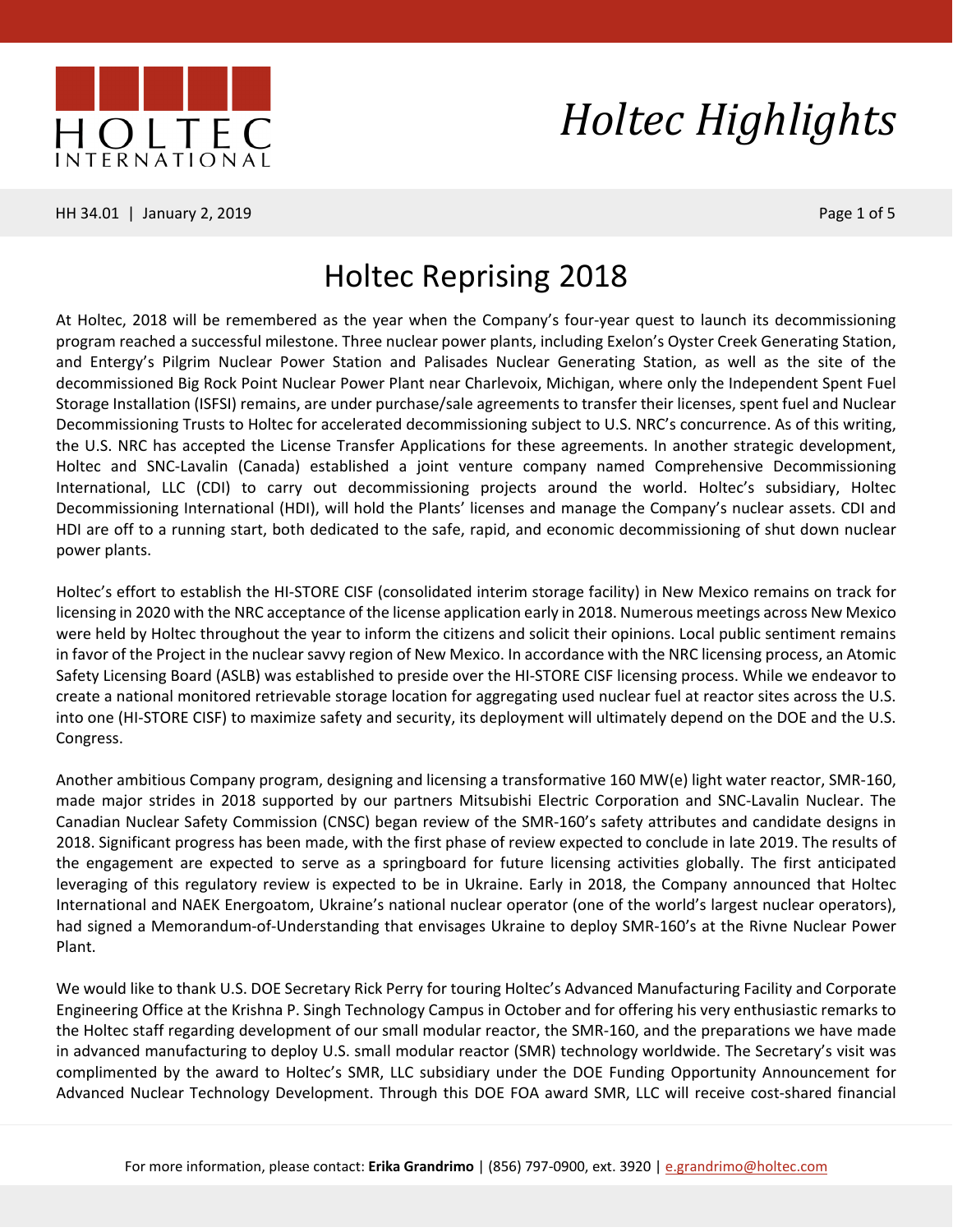# Holtec Reprising 2018

At Holtec, 2018 will be remembered as the year when the Company's four-year quest to launch its decommissioning program reached a successful milestone. Three nuclear power plants, including Exelon's Oyster Creek Generating Station, and Entergy's Pilgrim Nuclear Power Station and Palisades Nuclear Generating Station, as well as the site of the decommissioned Big Rock Point Nuclear Power Plant near Charlevoix, Michigan, where only the Independent Spent Fuel Storage Installation (ISFSI) remains, are under purchase/sale agreements to transfer their licenses, spent fuel and Nuclear Decommissioning Trusts to Holtec for accelerated decommissioning subject to U.S. NRC's concurrence. As of this writing, the U.S. NRC has accepted the License Transfer Applications for these agreements. In another strategic development, Holtec and SNC-Lavalin (Canada) established a joint venture company named Comprehensive Decommissioning International, LLC (CDI) to carry out decommissioning projects around the world. Holtec's subsidiary, Holtec Decommissioning International (HDI), will hold the Plants' licenses and manage the Company's nuclear assets. CDI and HDI are off to a running start, both dedicated to the safe, rapid, and economic decommissioning of shut down nuclear power plants.

Holtec's effort to establish the HI-STORE CISF (consolidated interim storage facility) in New Mexico remains on track for licensing in 2020 with the NRC acceptance of the license application early in 2018. Numerous meetings across New Mexico were held by Holtec throughout the year to inform the citizens and solicit their opinions. Local public sentiment remains in favor of the Project in the nuclear savvy region of New Mexico. In accordance with the NRC licensing process, an Atomic Safety Licensing Board (ASLB) was established to preside over the HI-STORE CISF licensing process. While we endeavor to create a national monitored retrievable storage location for aggregating used nuclear fuel at reactor sites across the U.S. into one (HI-STORE CISF) to maximize safety and security, its deployment will ultimately depend on the DOE and the U.S. Congress.

Another ambitious Company program, designing and licensing a transformative 160 MW(e) light water reactor, SMR-160, made major strides in 2018 supported by our partners Mitsubishi Electric Corporation and SNC-Lavalin Nuclear. The Canadian Nuclear Safety Commission (CNSC) began review of the SMR-160's safety attributes and candidate designs in 2018. Significant progress has been made, with the first phase of review expected to conclude in late 2019. The results of the engagement are expected to serve as a springboard for future licensing activities globally. The first anticipated leveraging of this regulatory review is expected to be in Ukraine. Early in 2018, the Company announced that Holtec International and NAEK Energoatom, Ukraine's national nuclear operator (one of the world's largest nuclear operators), had signed a Memorandum-of-Understanding that envisages Ukraine to deploy SMR-160's at the Rivne Nuclear Power Plant.

We would like to thank U.S. DOE Secretary Rick Perry for touring Holtec's Advanced Manufacturing Facility and Corporate Engineering Office at the Krishna P. Singh Technology Campus in October and for offering his very enthusiastic remarks to the Holtec staff regarding development of our small modular reactor, the SMR-160, and the preparations we have made in advanced manufacturing to deploy U.S. small modular reactor (SMR) technology worldwide. The Secretary's visit was complimented by the award to Holtec's SMR, LLC subsidiary under the DOE Funding Opportunity Announcement for Advanced Nuclear Technology Development. Through this DOE FOA award SMR, LLC will receive cost-shared financial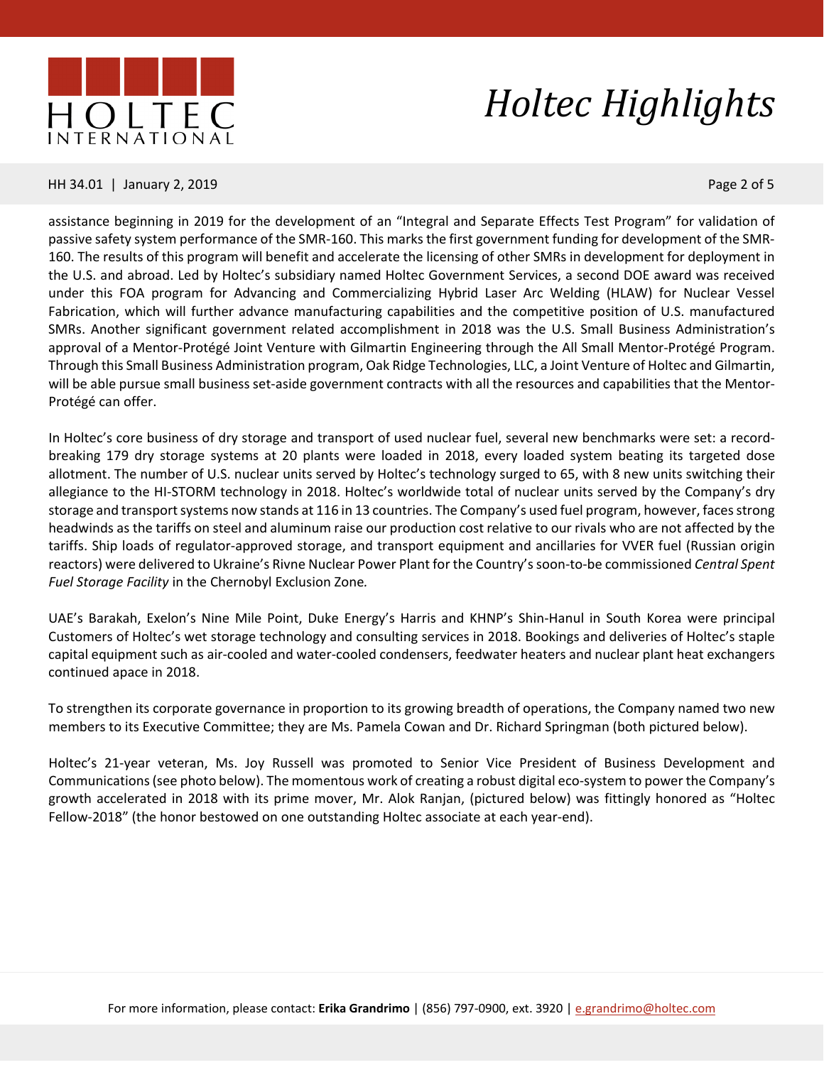assistance beginning in 2019 for the development of an "Integral and Separate Effects Test Program" for validation of passive safety system performance of the SMR-160. This marks the first government funding for development of the SMR-160. The results of this program will benefit and accelerate the licensing of other SMRs in development for deployment in the U.S. and abroad. Led by Holtec's subsidiary named Holtec Government Services, a second DOE award was received under this FOA program for Advancing and Commercializing Hybrid Laser Arc Welding (HLAW) for Nuclear Vessel Fabrication, which will further advance manufacturing capabilities and the competitive position of U.S. manufactured SMRs. Another significant government related accomplishment in 2018 was the U.S. Small Business Administration's approval of a Mentor-Protégé Joint Venture with Gilmartin Engineering through the All Small Mentor-Protégé Program. Through this Small Business Administration program, Oak Ridge Technologies, LLC, a Joint Venture of Holtec and Gilmartin, will be able pursue small business set-aside government contracts with all the resources and capabilities that the Mentor-Protégé can offer.

In Holtec's core business of dry storage and transport of used nuclear fuel, several new benchmarks were set: a record-breaking 179 dry storage systems at 20 plants were loaded in 2018, every loaded system beating its targeted dose allotment. The number of U.S. nuclear units served by Holtec's technology surged to 65, with 8 new units switching their allegiance to the HI-STORM technology in 2018. Holtec's worldwide total of nuclear units served by the Company's dry storage and transport systems now stands at 116 in 13 countries. The Company's used fuel program, however, faces strong headwinds as the tariffs on steel and aluminum raise our production cost relative to our rivals who are not affected by the tariffs. Ship loads of regulator-approved storage, and transport equipment and ancillaries for VVER fuel (Russian origin reactors) were delivered to Ukraine's Rivne Nuclear Power Plant for the Country's soon-to-be commissioned *Central Spent Fuel Storage Facility* in the Chernobyl Exclusion Zone.

UAE's Barakah, Exelon's Nine Mile Point, Duke Energy's Harris and KHNP's Shin-Hanul in South Korea were principal Customers of Holtec's wet storage technology and consulting services in 2018. Bookings and deliveries of Holtec's staple capital equipment such as air-cooled and water-cooled condensers, feedwater heaters and nuclear plant heat exchangers continued apace in 2018.

To strengthen its corporate governance in proportion to its growing breadth of operations, the Company named two new members to its Executive Committee; they are Ms. Pamela Cowan and Dr. Richard Springman (both pictured below).

Holtec's 21-year veteran, Ms. Joy Russell was promoted to Senior Vice President of Business Development and Communications (see photo below). The momentous work of creating a robust digital eco-system to power the Company's growth accelerated in 2018 with its prime mover, Mr. Alok Ranjan, (pictured below) was fittingly honored as "Holtec Fellow-2018" (the honor bestowed on one outstanding Holtec associate at each year-end).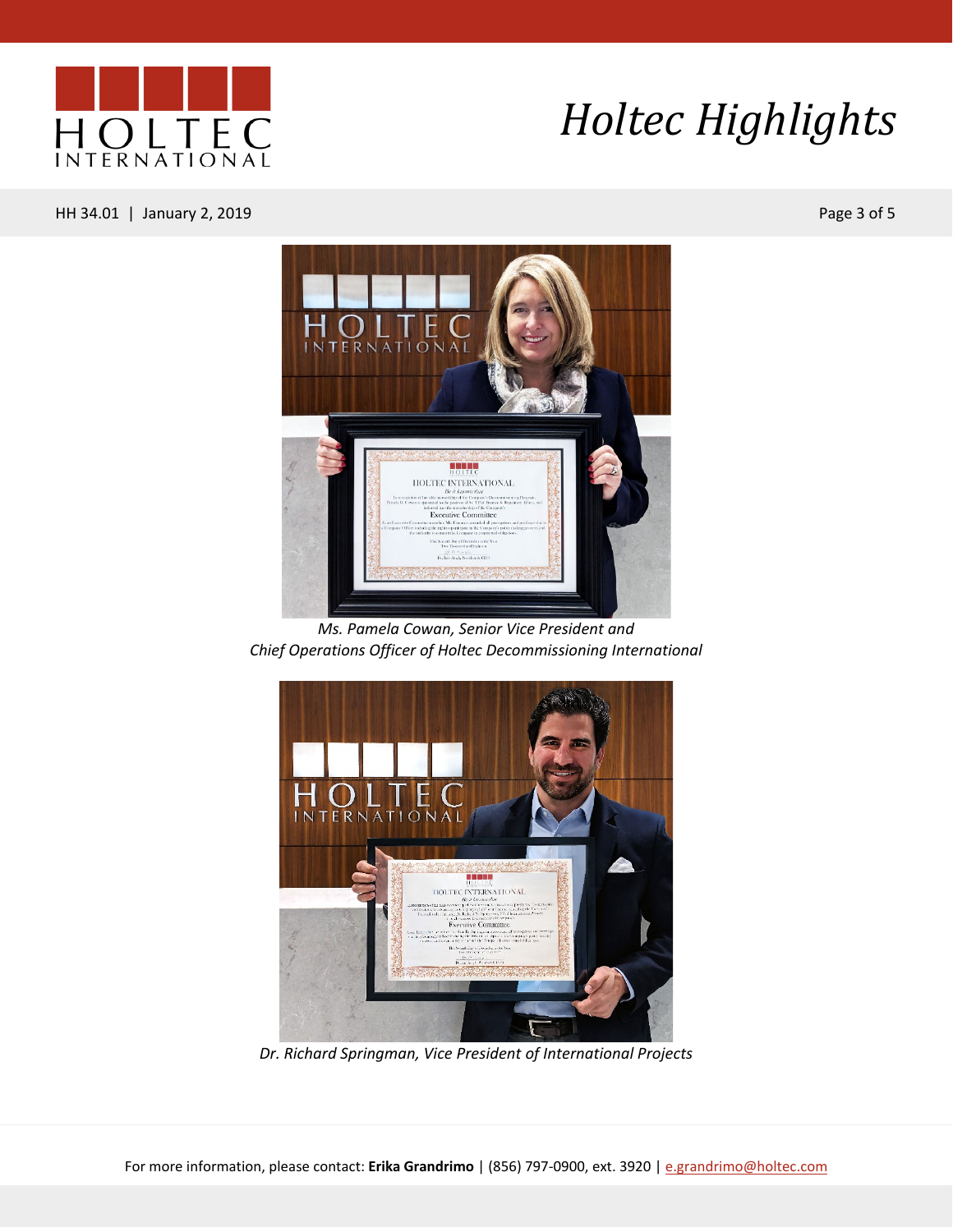*Ms. Pamela Cowan, Senior Vice President and Chief Operations Officer of Holtec Decommissioning International*

*Dr. Richard Springman, Vice President of International Projects*

For more information, please contact: **Erika Grandrimo** | (856) 797-0900, ext. 3920 | e.grandrimo@holtec.com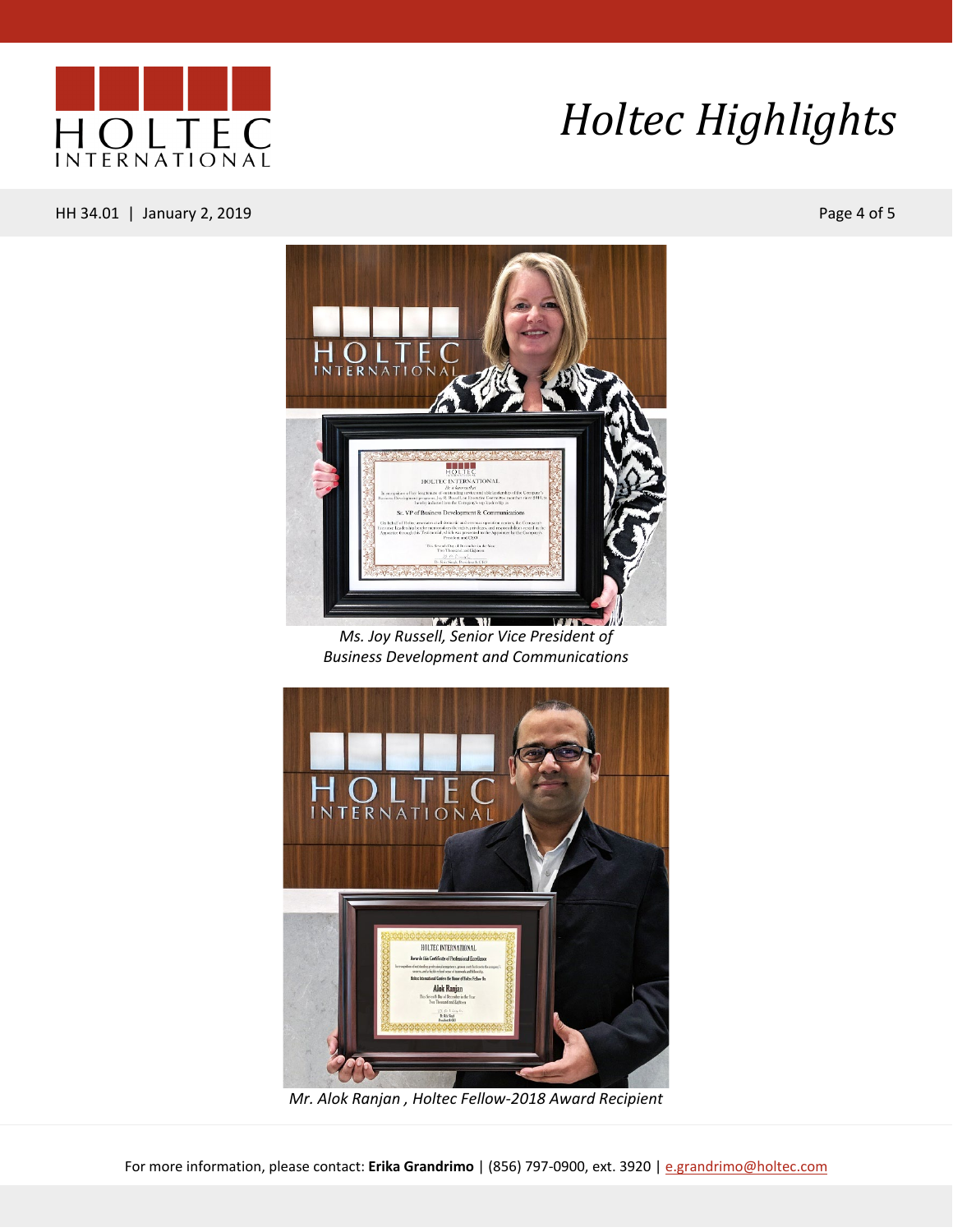*Ms. Joy Russell, Senior Vice President of Business Development and Communications*

*Mr. Alok Ranjan , Holtec Fellow-2018 Award Recipient*

For more information, please contact: **Erika Grandrimo** | (856) 797-0900, ext. 3920 | e.grandrimo@holtec.com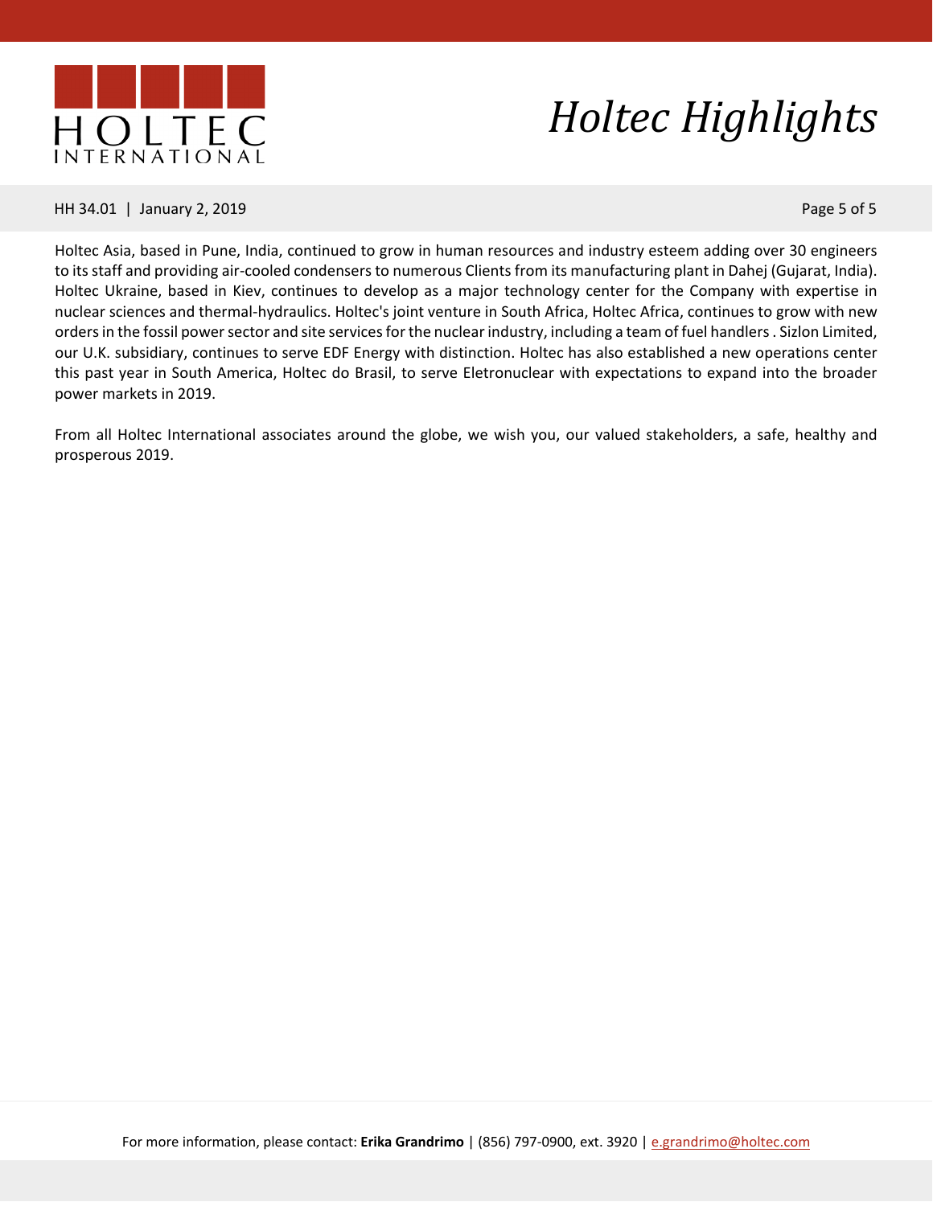Holtec Asia, based in Pune, India, continued to grow in human resources and industry esteem adding over 30 engineers to its staff and providing air-cooled condensers to numerous Clients from its manufacturing plant in Dahej (Gujarat, India). Holtec Ukraine, based in Kiev, continues to develop as a major technology center for the Company with expertise in nuclear sciences and thermal-hydraulics. Holtec's joint venture in South Africa, Holtec Africa, continues to grow with new orders in the fossil power sector and site services for the nuclear industry, including a team of fuel handlers . Sizlon Limited, our U.K. subsidiary, continues to serve EDF Energy with distinction. Holtec has also established a new operations center this past year in South America, Holtec do Brasil, to serve Eletronuclear with expectations to expand into the broader power markets in 2019.

From all Holtec International associates around the globe, we wish you, our valued stakeholders, a safe, healthy and prosperous 2019.